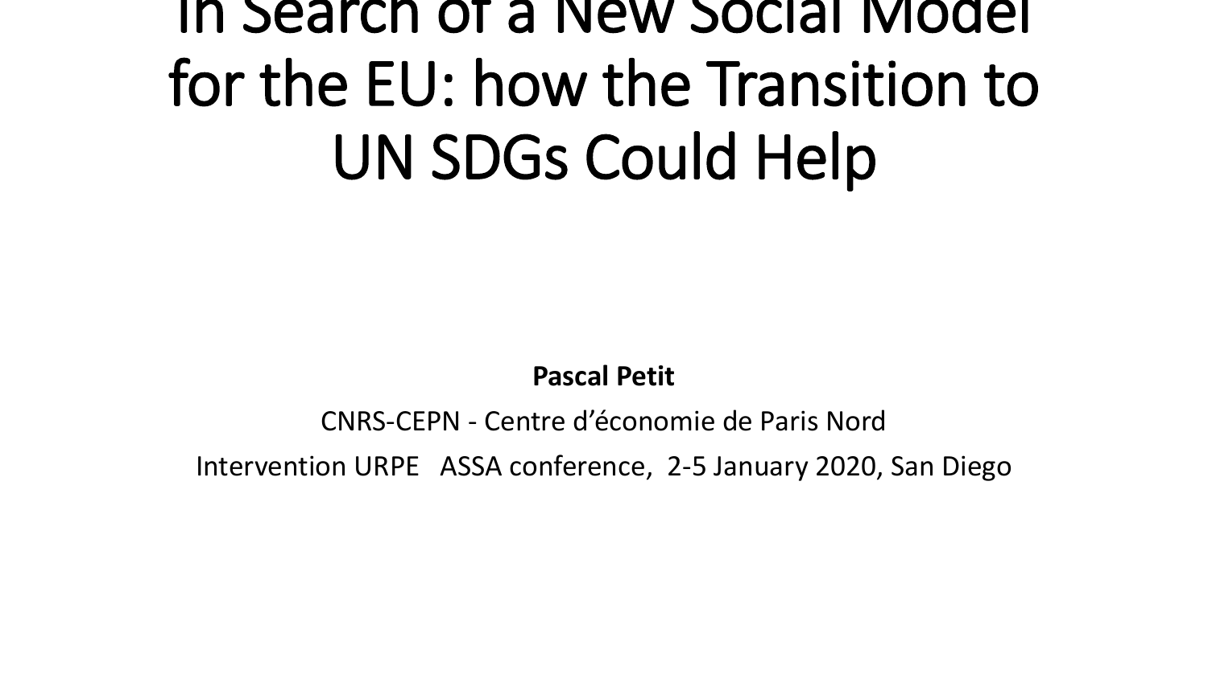# In Search of a New Social Model for the EU: how the Transition to UN SDGs Could Help

**Pascal Petit**

CNRS-CEPN - Centre d'économie de Paris Nord

Intervention URPE ASSA conference, 2-5 January 2020, San Diego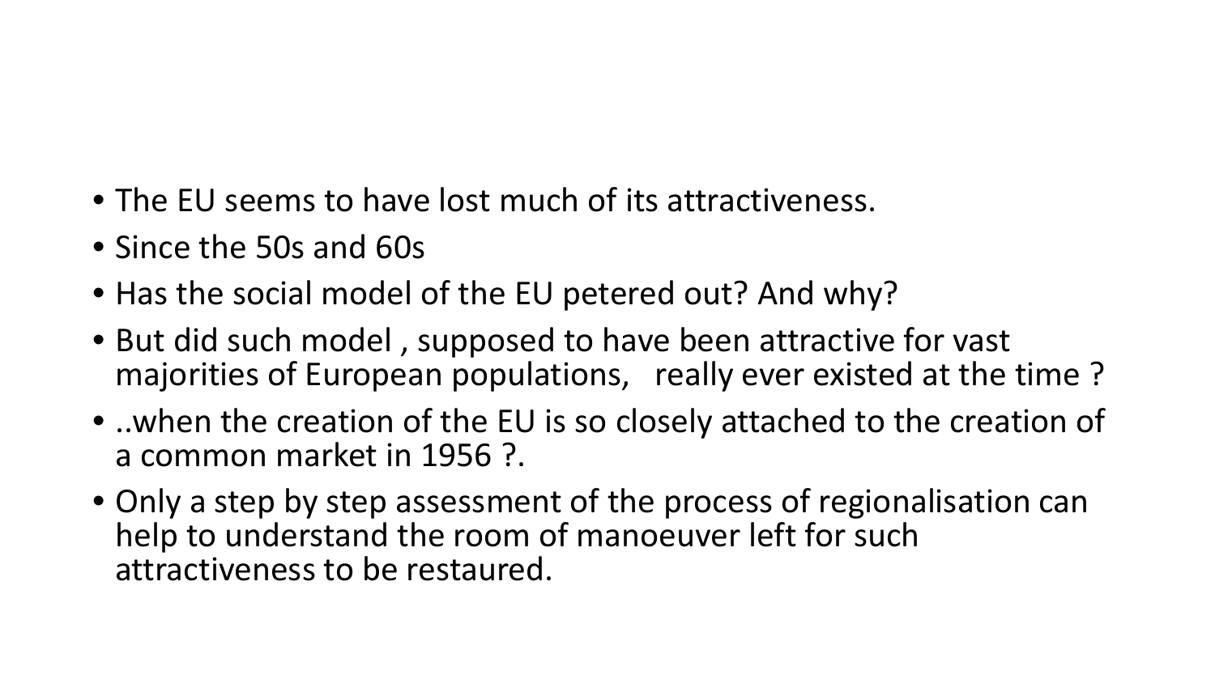- The EU seems to have lost much of its attractiveness.
- Since the 50s and 60s
- Has the social model of the EU petered out? And why?
- But did such model , supposed to have been attractive for vast majorities of European populations,   really ever existed at the time ?
- ..when the creation of the EU is so closely attached to the creation of a common market in 1956 ?.
- Only a step by step assessment of the process of regionalisation can help to understand the room of manoeuver left for such attractiveness to be restaured.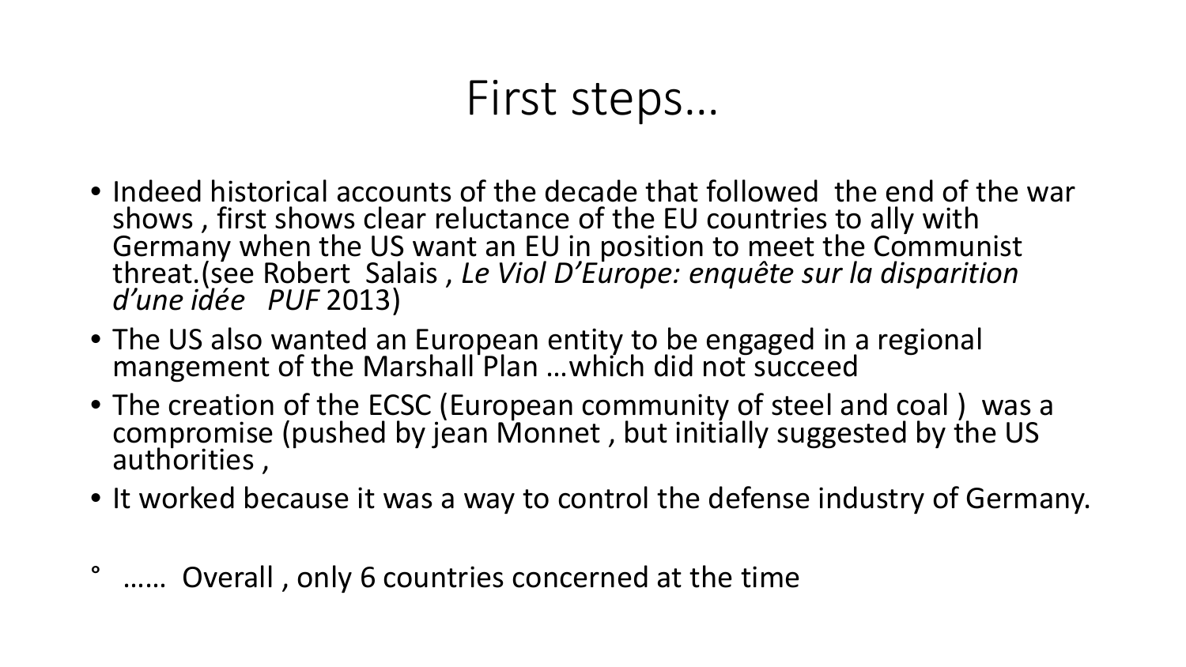# First steps…

- Indeed historical accounts of the decade that followed the end of the war shows , first shows clear reluctance of the EU countries to ally with Germany when the US want an EU in position to meet the Communist threat.(see Robert Salais , *Le Viol D'Europe: enquête sur la disparition d'une idée PUF* 2013)
- The US also wanted an European entity to be engaged in a regional mangement of the Marshall Plan …which did not succeed
- The creation of the ECSC (European community of steel and coal ) was a compromise (pushed by jean Monnet , but initially suggested by the US authorities ,
- It worked because it was a way to control the defense industry of Germany.

° …… Overall , only 6 countries concerned at the time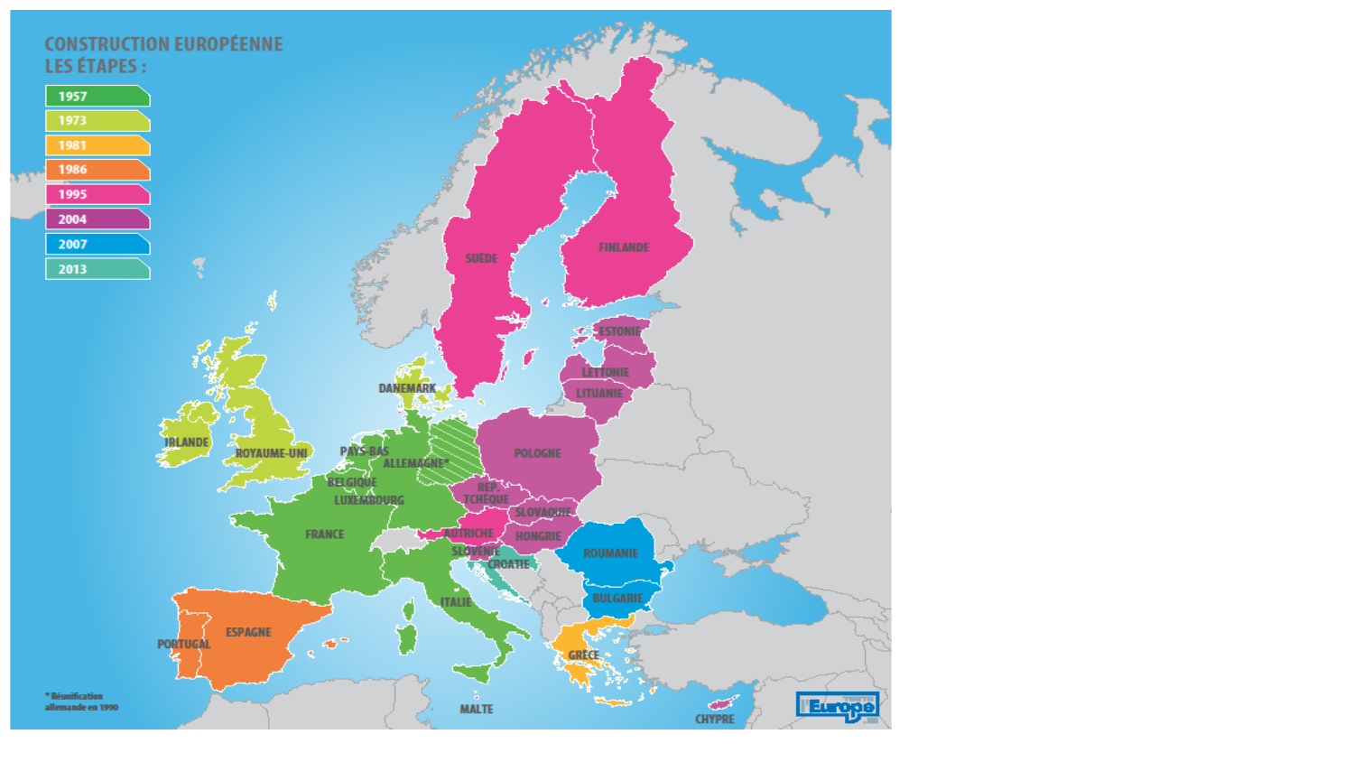# CONSTRUCTION EUROPÉENNE LES ÉTAPES :

- 1957
- 1973
- 1981
- 1986
- 1995
- 2004
- 2007
- 2013

SUÈDE
FINLANDE
ESTONIE
LETTONIE
LITUANIE
DANEMARK
IRLANDE
ROYAUME-UNI
PAYS-BAS
ALLEMAGNE*
POLOGNE
BELGIQUE
LUXEMBOURG
REP. TCHÈQUE
SLOVAQUIE
FRANCE
AUTRICHE
HONGRIE
SLOVÉNIE
CROATIE
ROUMANIE
BULGARIE
ITALIE
ESPAGNE
PORTUGAL
GRÈCE
MALTE
CHYPRE

\* Réunification allemande en 1990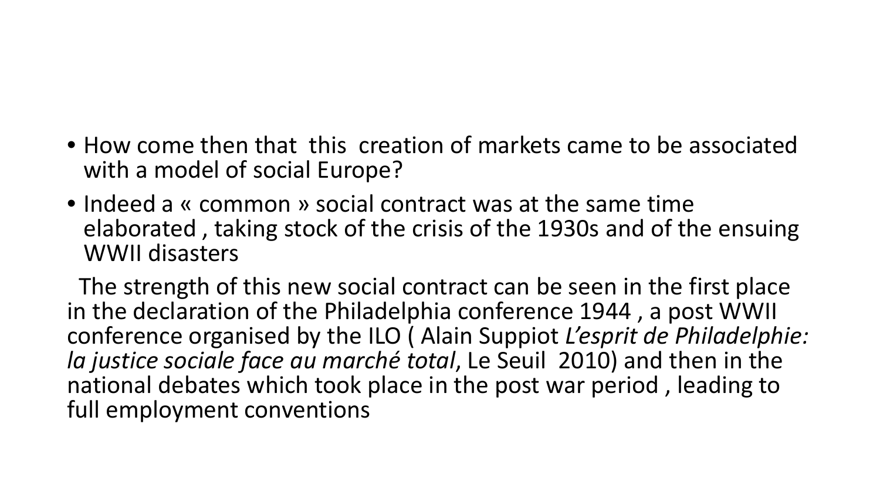- How come then that this creation of markets came to be associated with a model of social Europe?
- Indeed a « common » social contract was at the same time elaborated , taking stock of the crisis of the 1930s and of the ensuing WWII disasters

The strength of this new social contract can be seen in the first place in the declaration of the Philadelphia conference 1944 , a post WWII conference organised by the ILO ( Alain Suppiot *L'esprit de Philadelphie: la justice sociale face au marché total*, Le Seuil 2010) and then in the national debates which took place in the post war period , leading to full employment conventions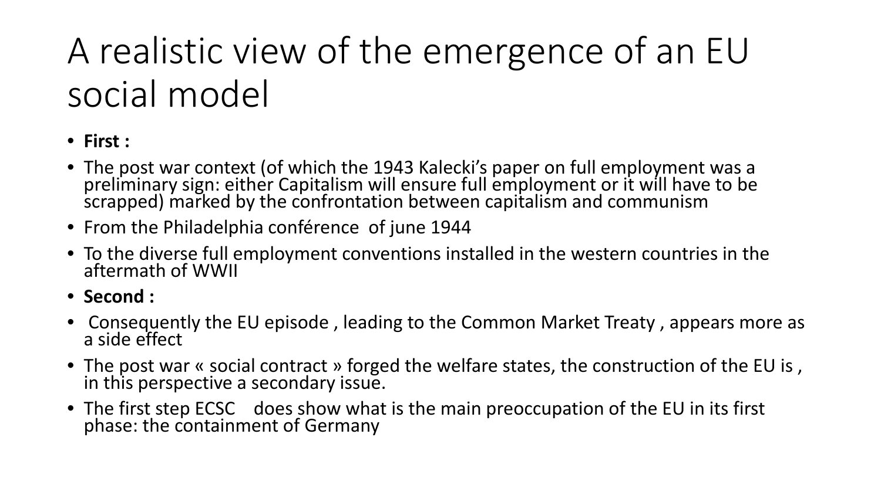# A realistic view of the emergence of an EU social model

- **First :**
- The post war context (of which the 1943 Kalecki's paper on full employment was a preliminary sign: either Capitalism will ensure full employment or it will have to be scrapped) marked by the confrontation between capitalism and communism
- From the Philadelphia conférence of june 1944
- To the diverse full employment conventions installed in the western countries in the aftermath of WWII
- **Second :**
- Consequently the EU episode , leading to the Common Market Treaty , appears more as a side effect
- The post war « social contract » forged the welfare states, the construction of the EU is , in this perspective a secondary issue.
- The first step ECSC does show what is the main preoccupation of the EU in its first phase: the containment of Germany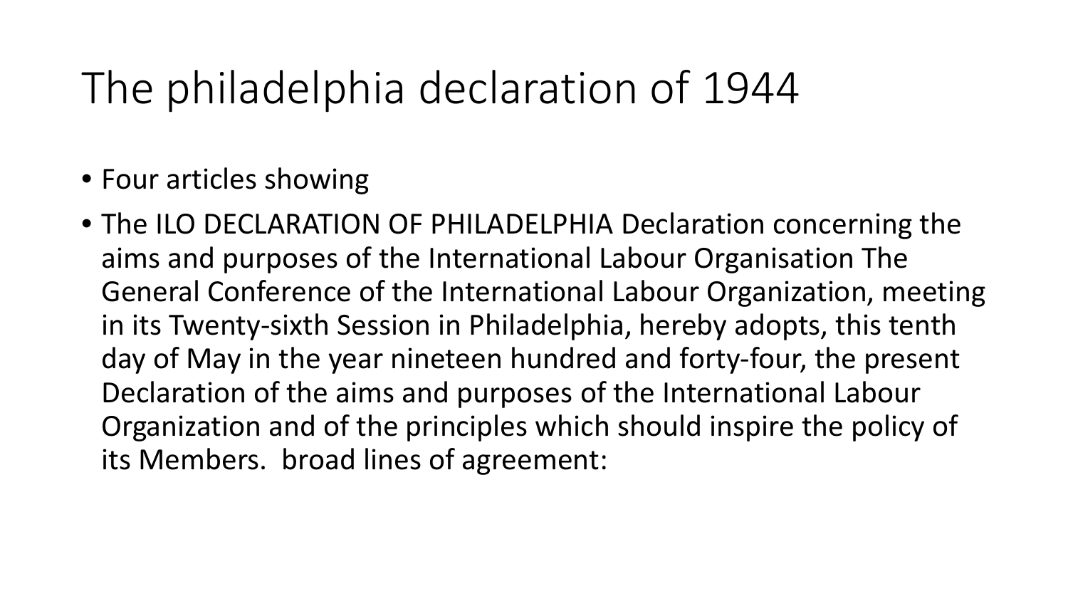# The philadelphia declaration of 1944

- Four articles showing
- The ILO DECLARATION OF PHILADELPHIA Declaration concerning the aims and purposes of the International Labour Organisation The General Conference of the International Labour Organization, meeting in its Twenty-sixth Session in Philadelphia, hereby adopts, this tenth day of May in the year nineteen hundred and forty-four, the present Declaration of the aims and purposes of the International Labour Organization and of the principles which should inspire the policy of its Members. broad lines of agreement: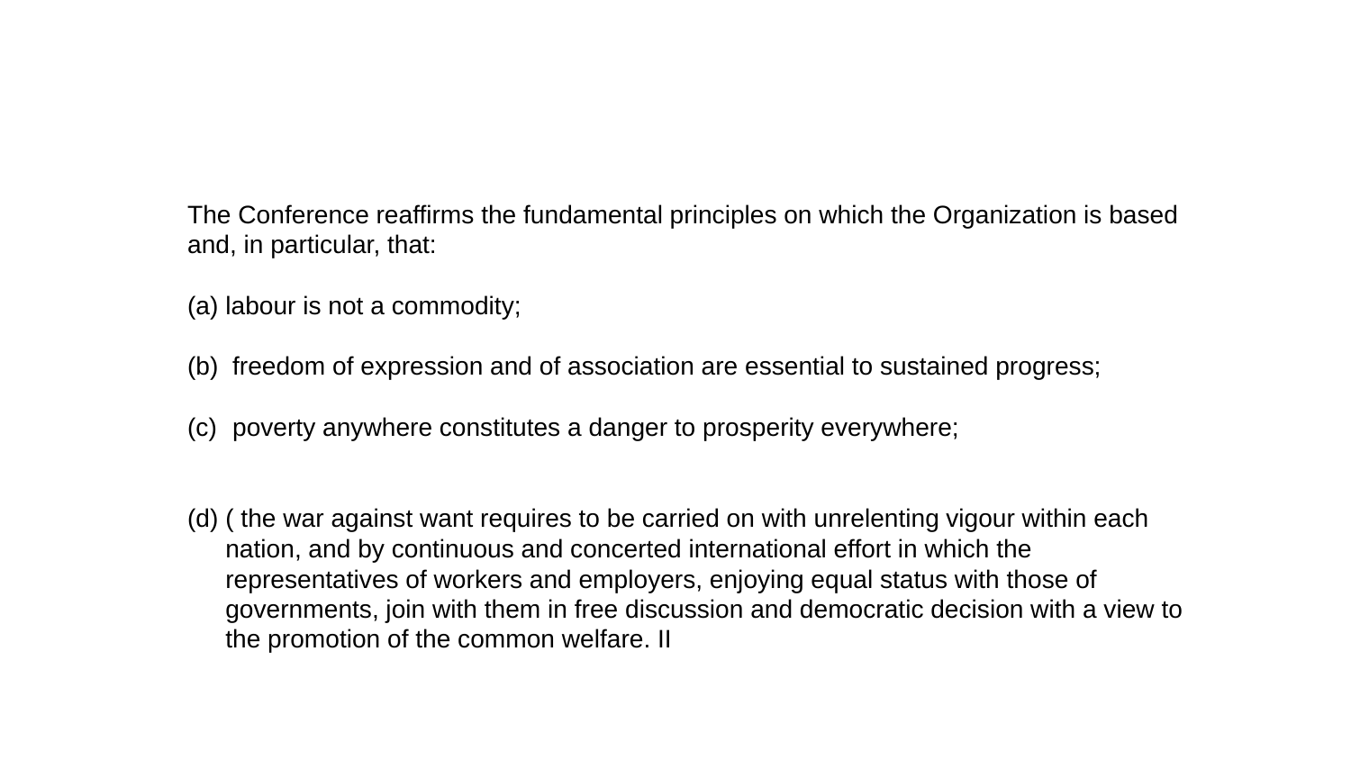The Conference reaffirms the fundamental principles on which the Organization is based and, in particular, that:

(a) labour is not a commodity;

(b) freedom of expression and of association are essential to sustained progress;

(c) poverty anywhere constitutes a danger to prosperity everywhere;

(d) ( the war against want requires to be carried on with unrelenting vigour within each nation, and by continuous and concerted international effort in which the representatives of workers and employers, enjoying equal status with those of governments, join with them in free discussion and democratic decision with a view to the promotion of the common welfare. II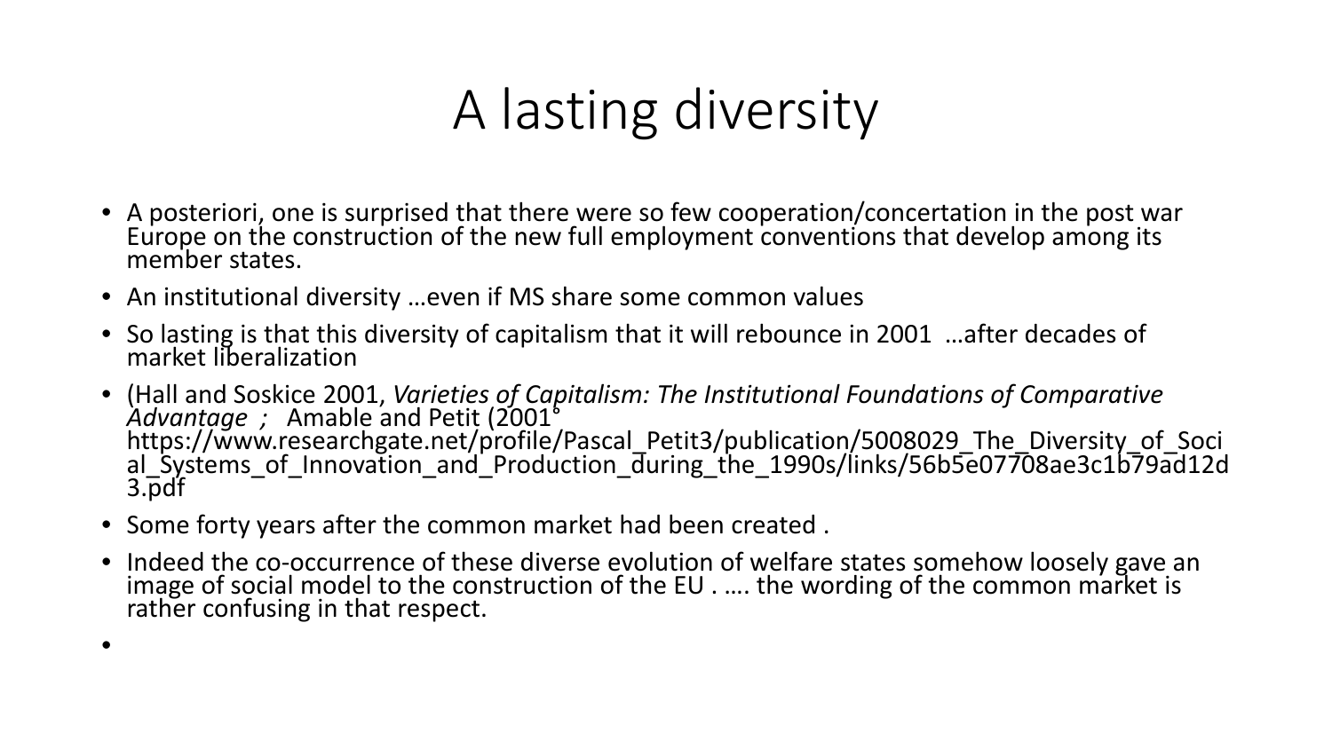# A lasting diversity

- A posteriori, one is surprised that there were so few cooperation/concertation in the post war Europe on the construction of the new full employment conventions that develop among its member states.
- An institutional diversity …even if MS share some common values
- So lasting is that this diversity of capitalism that it will rebounce in 2001 …after decades of market liberalization
- (Hall and Soskice 2001, *Varieties of Capitalism: The Institutional Foundations of Comparative Advantage ;* Amable and Petit (2001° https://www.researchgate.net/profile/Pascal_Petit3/publication/5008029_The_Diversity_of_Social_Systems_of_Innovation_and_Production_during_the_1990s/links/56b5e07708ae3c1b79ad12d3.pdf
- Some forty years after the common market had been created .
- Indeed the co-occurrence of these diverse evolution of welfare states somehow loosely gave an image of social model to the construction of the EU . …. the wording of the common market is rather confusing in that respect.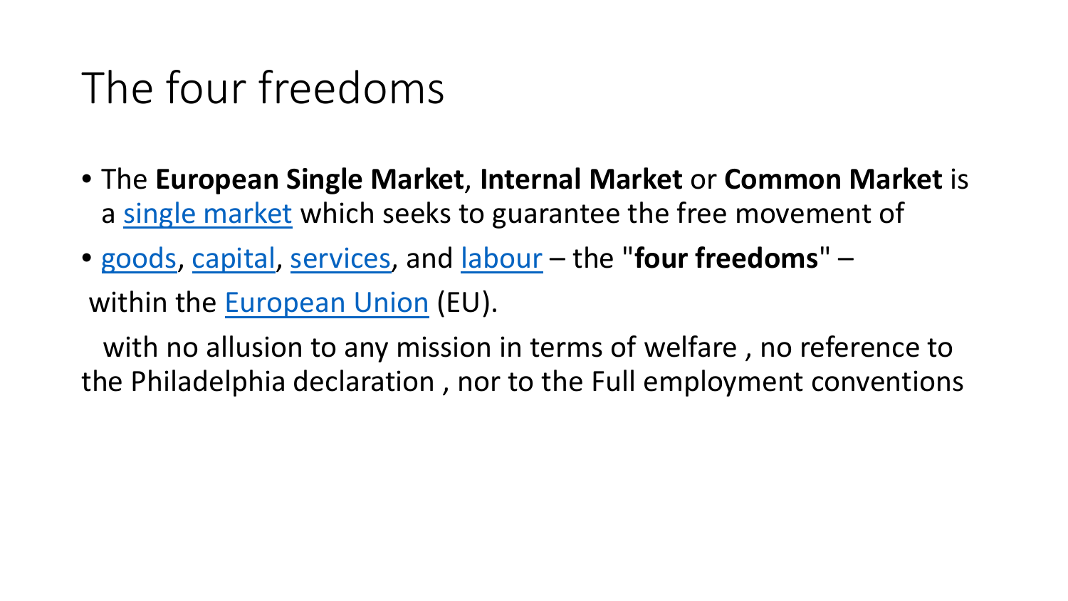# The four freedoms

- The **European Single Market**, **Internal Market** or **Common Market** is a single market which seeks to guarantee the free movement of
- goods, capital, services, and labour – the "**four freedoms**" –

within the European Union (EU).

with no allusion to any mission in terms of welfare , no reference to the Philadelphia declaration , nor to the Full employment conventions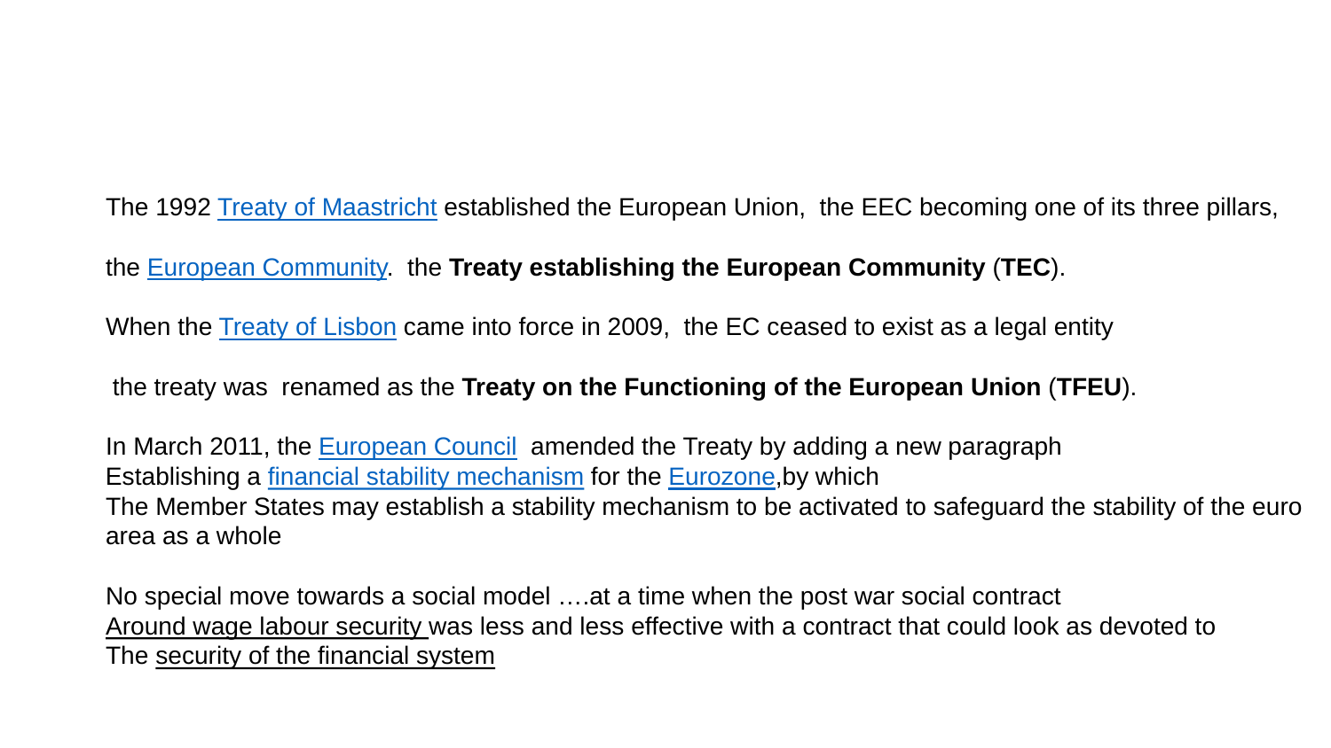The 1992 Treaty of Maastricht established the European Union,  the EEC becoming one of its three pillars,

the European Community.  the **Treaty establishing the European Community** (**TEC**).

When the Treaty of Lisbon came into force in 2009,  the EC ceased to exist as a legal entity

the treaty was  renamed as the **Treaty on the Functioning of the European Union** (**TFEU**).

In March 2011, the European Council  amended the Treaty by adding a new paragraph
Establishing a financial stability mechanism for the Eurozone,by which
The Member States may establish a stability mechanism to be activated to safeguard the stability of the euro area as a whole

No special move towards a social model ….at a time when the post war social contract
Around wage labour security was less and less effective with a contract that could look as devoted to
The security of the financial system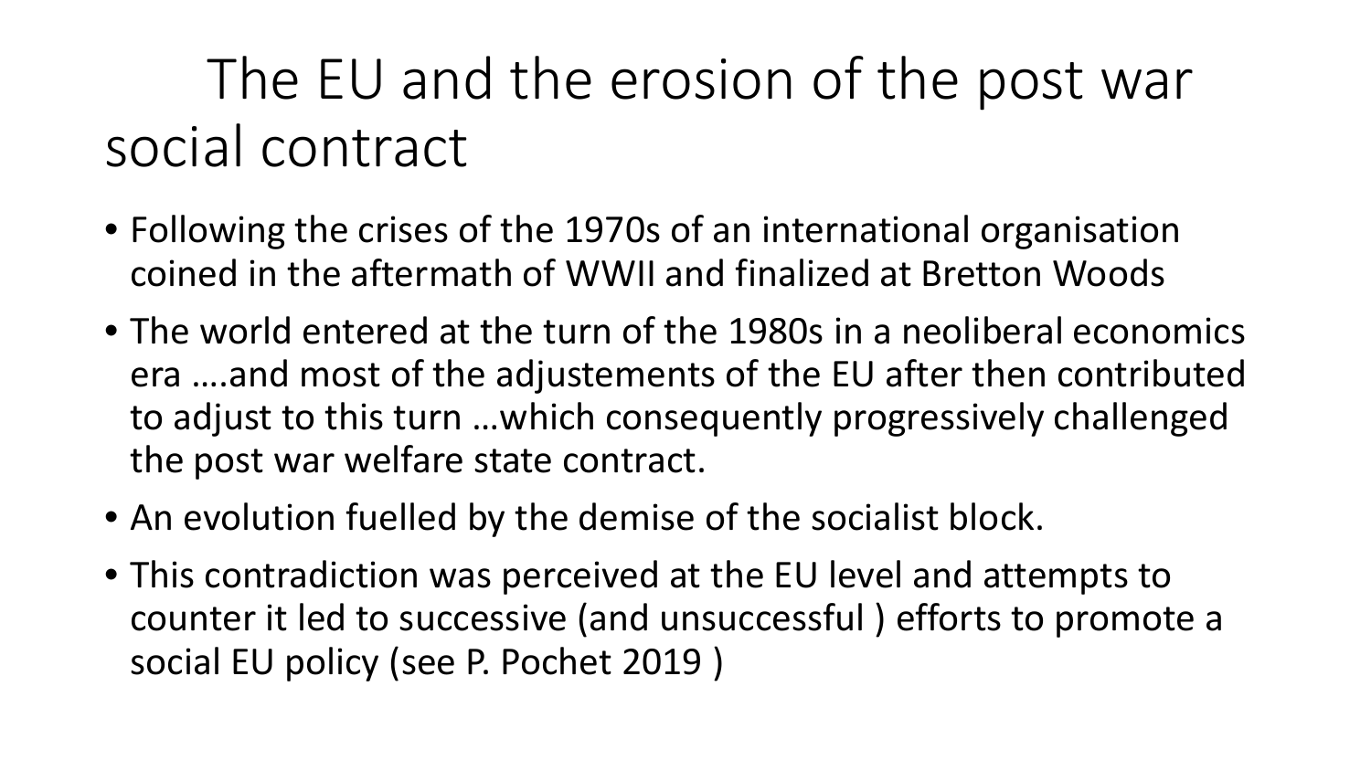# The EU and the erosion of the post war social contract

- Following the crises of the 1970s of an international organisation coined in the aftermath of WWII and finalized at Bretton Woods
- The world entered at the turn of the 1980s in a neoliberal economics era ….and most of the adjustements of the EU after then contributed to adjust to this turn …which consequently progressively challenged the post war welfare state contract.
- An evolution fuelled by the demise of the socialist block.
- This contradiction was perceived at the EU level and attempts to counter it led to successive (and unsuccessful ) efforts to promote a social EU policy (see P. Pochet 2019 )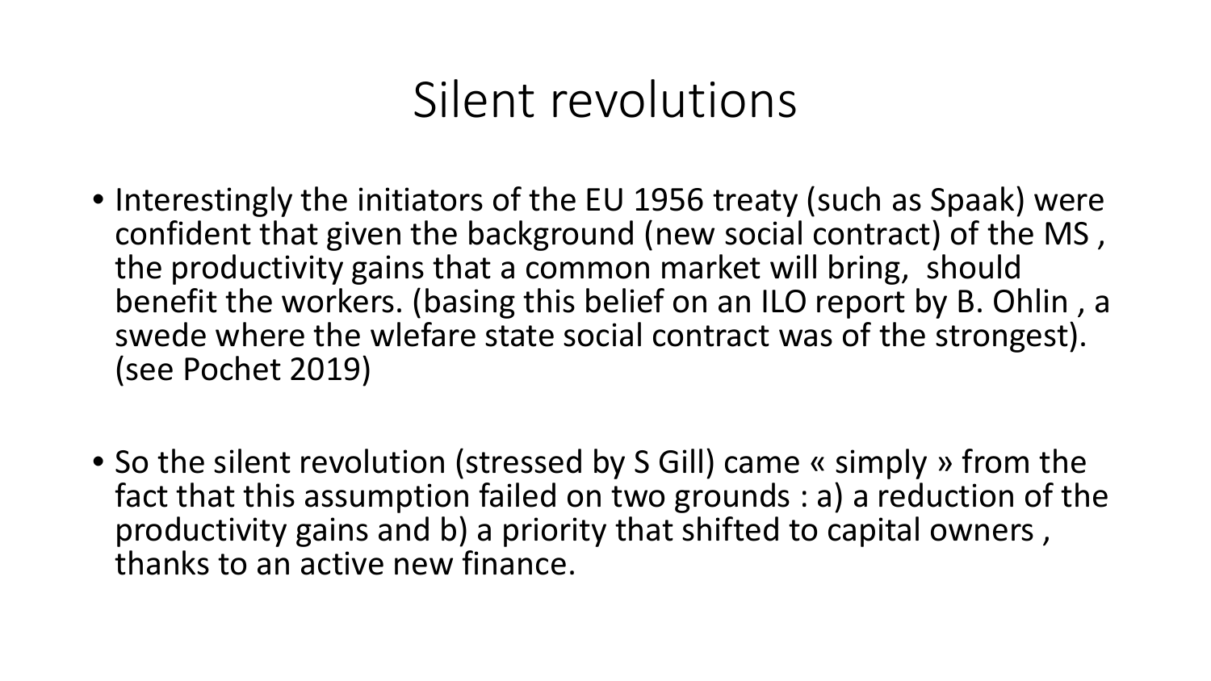# Silent revolutions

- Interestingly the initiators of the EU 1956 treaty (such as Spaak) were confident that given the background (new social contract) of the MS , the productivity gains that a common market will bring, should benefit the workers. (basing this belief on an ILO report by B. Ohlin , a swede where the wlefare state social contract was of the strongest). (see Pochet 2019)

- So the silent revolution (stressed by S Gill) came « simply » from the fact that this assumption failed on two grounds : a) a reduction of the productivity gains and b) a priority that shifted to capital owners , thanks to an active new finance.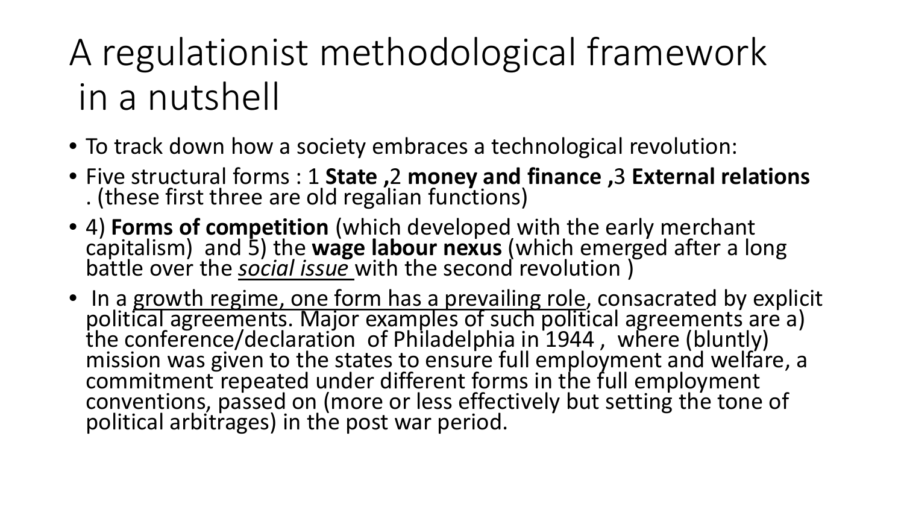# A regulationist methodological framework in a nutshell

- To track down how a society embraces a technological revolution:
- Five structural forms : 1 **State ,**2 **money and finance ,**3 **External relations** . (these first three are old regalian functions)
- 4) **Forms of competition** (which developed with the early merchant capitalism) and 5) the **wage labour nexus** (which emerged after a long battle over the *social issue* with the second revolution )
- In a growth regime, one form has a prevailing role, consacrated by explicit political agreements. Major examples of such political agreements are a) the conference/declaration of Philadelphia in 1944 , where (bluntly) mission was given to the states to ensure full employment and welfare, a commitment repeated under different forms in the full employment conventions, passed on (more or less effectively but setting the tone of political arbitrages) in the post war period.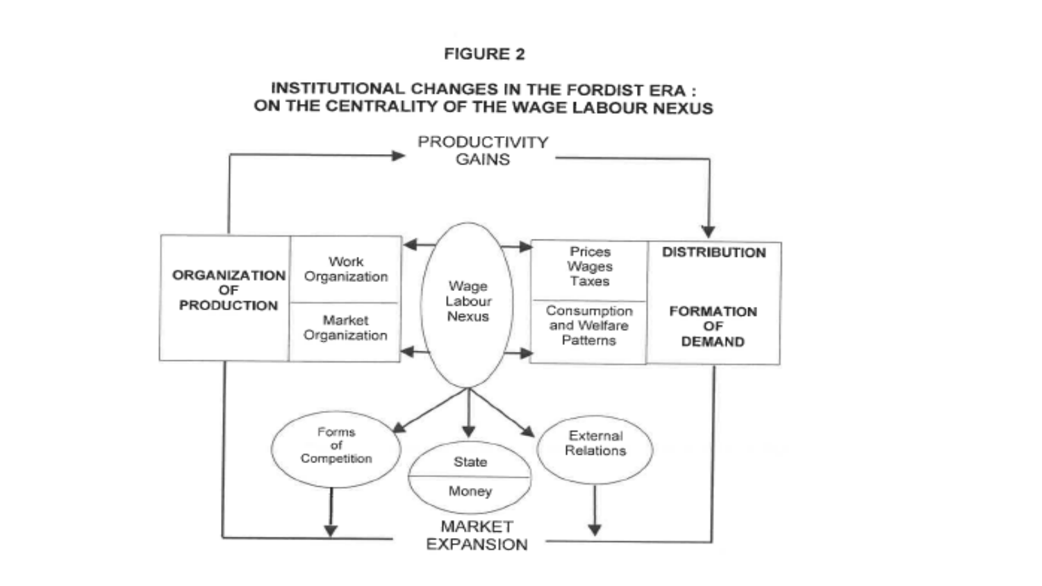FIGURE 2

INSTITUTIONAL CHANGES IN THE FORDIST ERA :
ON THE CENTRALITY OF THE WAGE LABOUR NEXUS

PRODUCTIVITY GAINS

ORGANIZATION OF PRODUCTION

Work Organization

Market Organization

Wage Labour Nexus

Prices Wages Taxes

Consumption and Welfare Patterns

DISTRIBUTION

FORMATION OF DEMAND

Forms of Competition

State

Money

External Relations

MARKET EXPANSION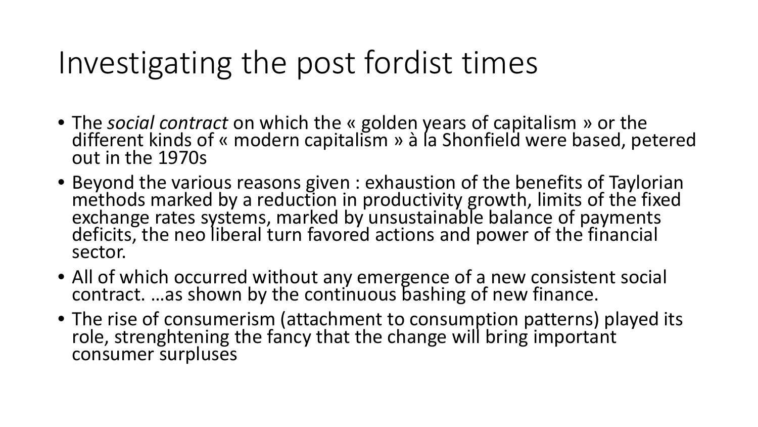# Investigating the post fordist times

- The *social contract* on which the « golden years of capitalism » or the different kinds of « modern capitalism » à la Shonfield were based, petered out in the 1970s
- Beyond the various reasons given : exhaustion of the benefits of Taylorian methods marked by a reduction in productivity growth, limits of the fixed exchange rates systems, marked by unsustainable balance of payments deficits, the neo liberal turn favored actions and power of the financial sector.
- All of which occurred without any emergence of a new consistent social contract. …as shown by the continuous bashing of new finance.
- The rise of consumerism (attachment to consumption patterns) played its role, strenghtening the fancy that the change will bring important consumer surpluses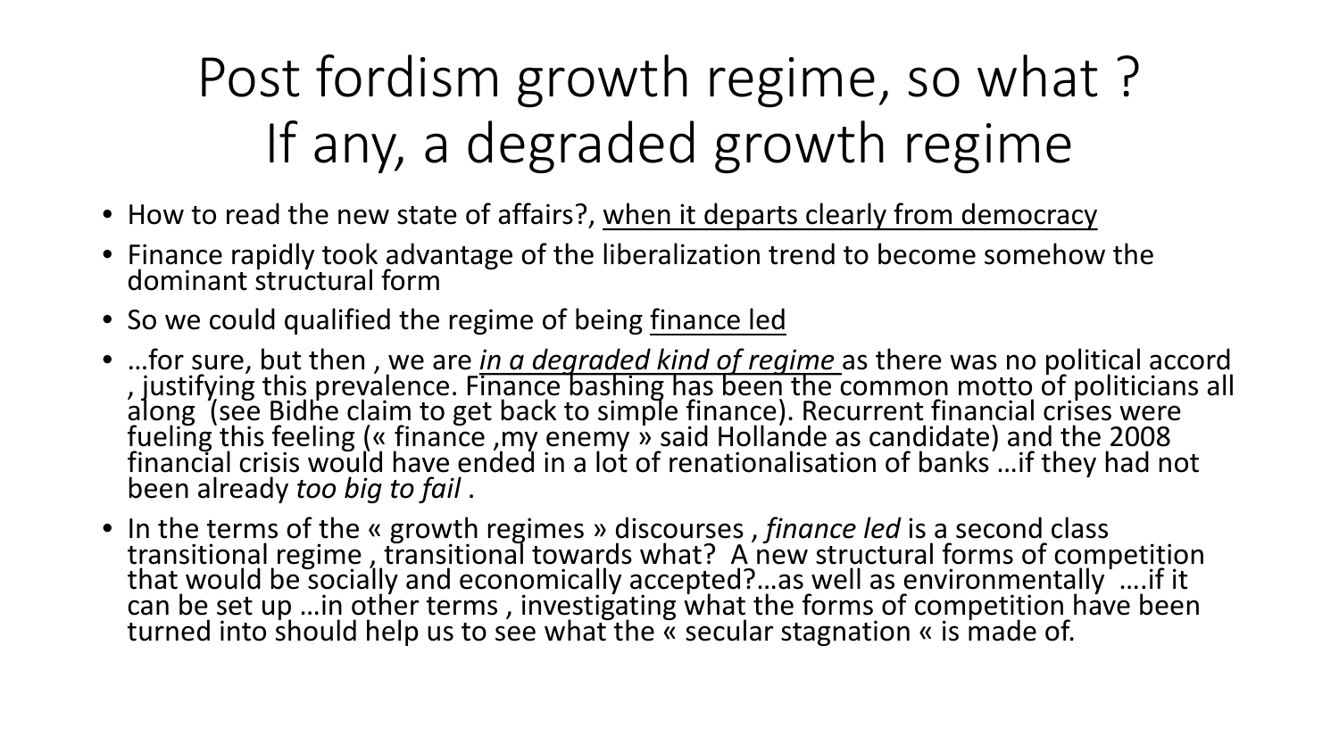# Post fordism growth regime, so what ? If any, a degraded growth regime

- How to read the new state of affairs?, <u>when it departs clearly from democracy</u>
- Finance rapidly took advantage of the liberalization trend to become somehow the dominant structural form
- So we could qualified the regime of being <u>finance led</u>
- …for sure, but then , we are <u>*in a degraded kind of regime*</u> as there was no political accord , justifying this prevalence. Finance bashing has been the common motto of politicians all along (see Bidhe claim to get back to simple finance). Recurrent financial crises were fueling this feeling (« finance ,my enemy » said Hollande as candidate) and the 2008 financial crisis would have ended in a lot of renationalisation of banks …if they had not been already *too big to fail* .
- In the terms of the « growth regimes » discourses , *finance led* is a second class transitional regime , transitional towards what? A new structural forms of competition that would be socially and economically accepted?…as well as environmentally ….if it can be set up …in other terms , investigating what the forms of competition have been turned into should help us to see what the « secular stagnation « is made of.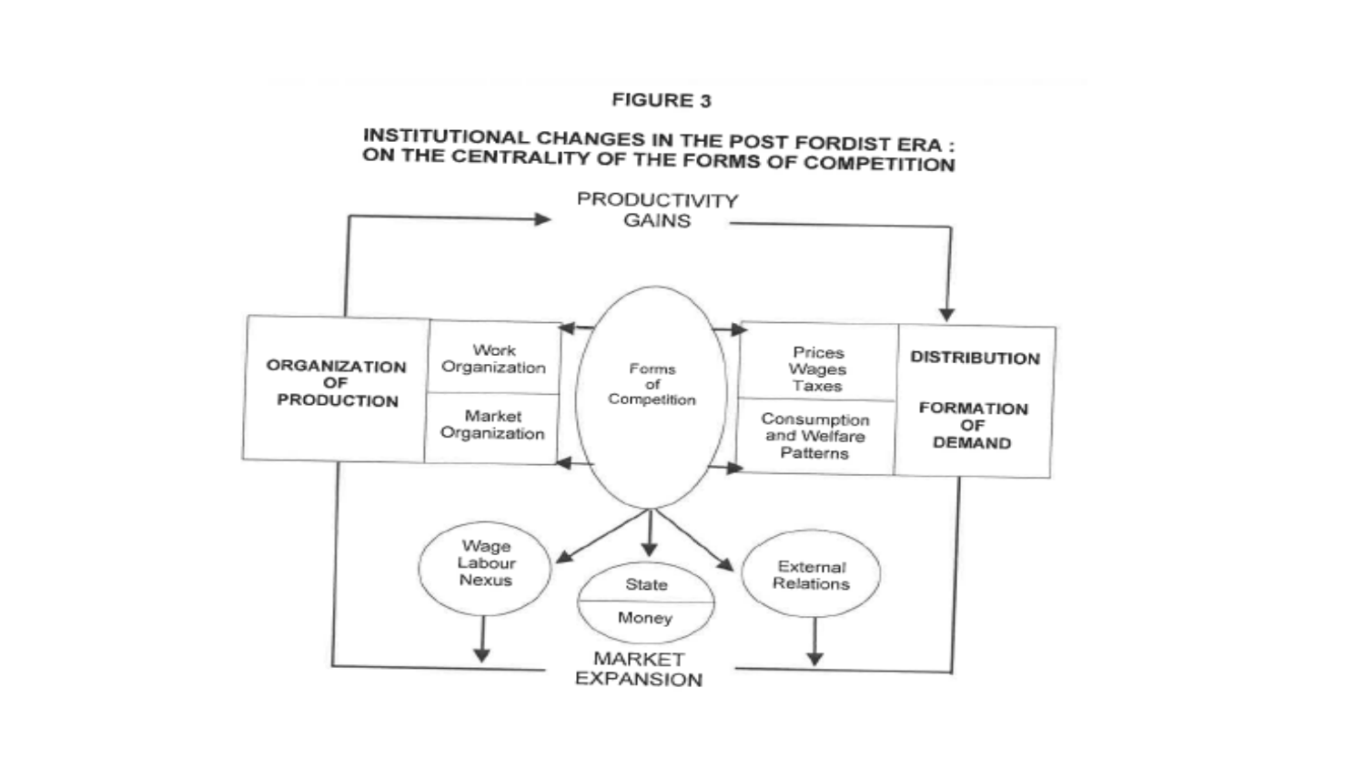FIGURE 3

INSTITUTIONAL CHANGES IN THE POST FORDIST ERA : ON THE CENTRALITY OF THE FORMS OF COMPETITION

PRODUCTIVITY GAINS

ORGANIZATION OF PRODUCTION

Work Organization

Market Organization

Forms of Competition

Prices Wages Taxes

Consumption and Welfare Patterns

DISTRIBUTION

FORMATION OF DEMAND

Wage Labour Nexus

State

Money

External Relations

MARKET EXPANSION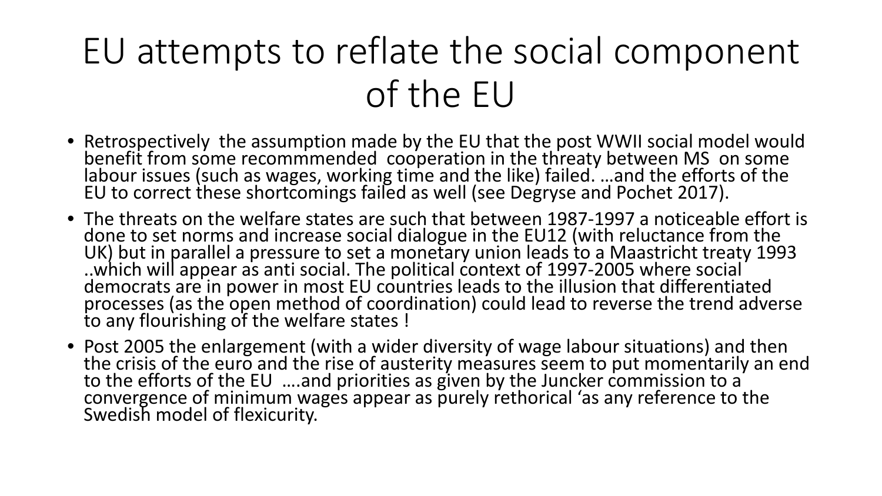# EU attempts to reflate the social component of the EU

- Retrospectively the assumption made by the EU that the post WWII social model would benefit from some recommmended cooperation in the threaty between MS on some labour issues (such as wages, working time and the like) failed. …and the efforts of the EU to correct these shortcomings failed as well (see Degryse and Pochet 2017).
- The threats on the welfare states are such that between 1987-1997 a noticeable effort is done to set norms and increase social dialogue in the EU12 (with reluctance from the UK) but in parallel a pressure to set a monetary union leads to a Maastricht treaty 1993 ..which will appear as anti social. The political context of 1997-2005 where social democrats are in power in most EU countries leads to the illusion that differentiated processes (as the open method of coordination) could lead to reverse the trend adverse to any flourishing of the welfare states !
- Post 2005 the enlargement (with a wider diversity of wage labour situations) and then the crisis of the euro and the rise of austerity measures seem to put momentarily an end to the efforts of the EU ….and priorities as given by the Juncker commission to a convergence of minimum wages appear as purely rethorical 'as any reference to the Swedish model of flexicurity.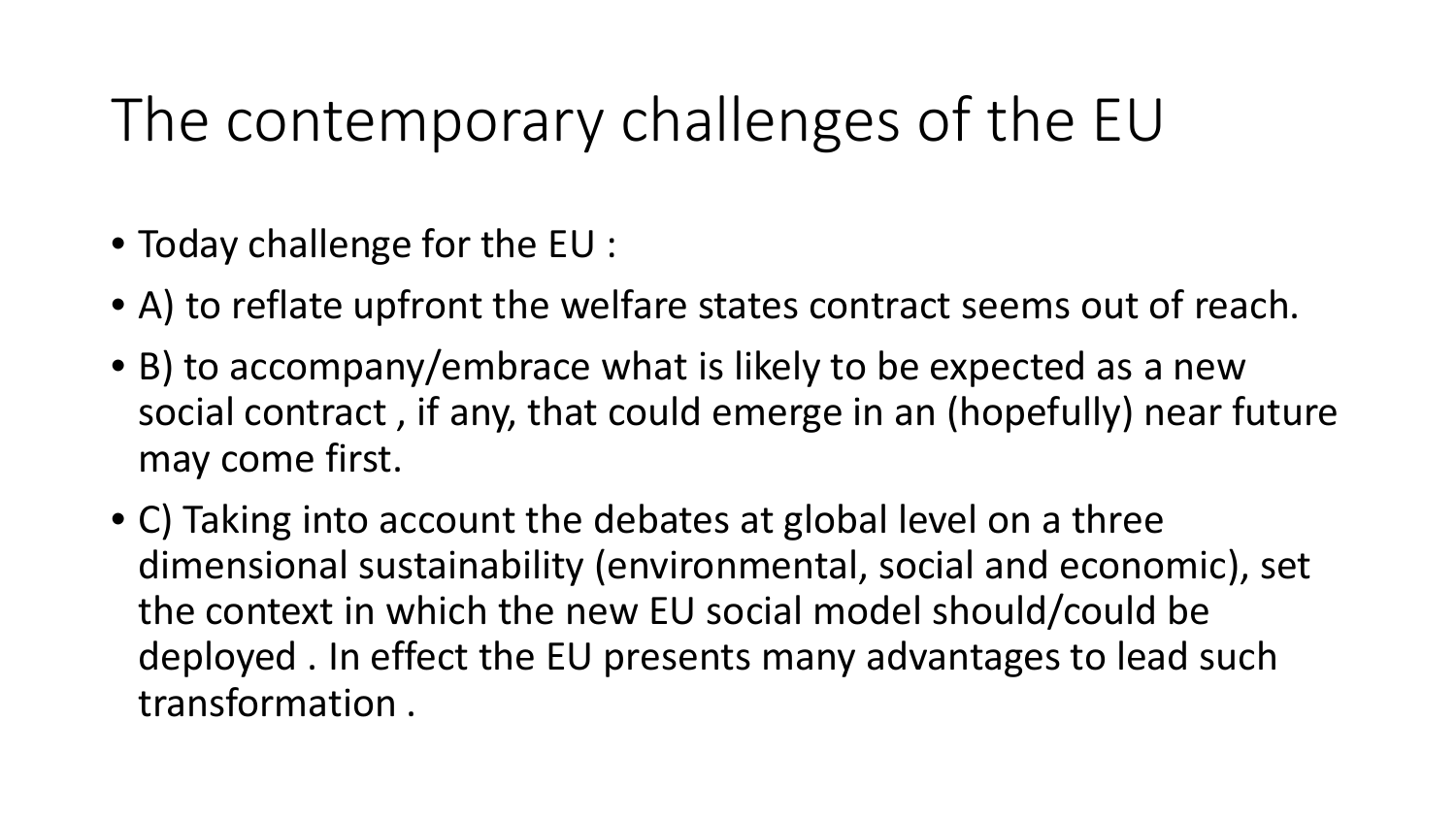# The contemporary challenges of the EU

- Today challenge for the EU :
- A) to reflate upfront the welfare states contract seems out of reach.
- B) to accompany/embrace what is likely to be expected as a new social contract , if any, that could emerge in an (hopefully) near future may come first.
- C) Taking into account the debates at global level on a three dimensional sustainability (environmental, social and economic), set the context in which the new EU social model should/could be deployed . In effect the EU presents many advantages to lead such transformation .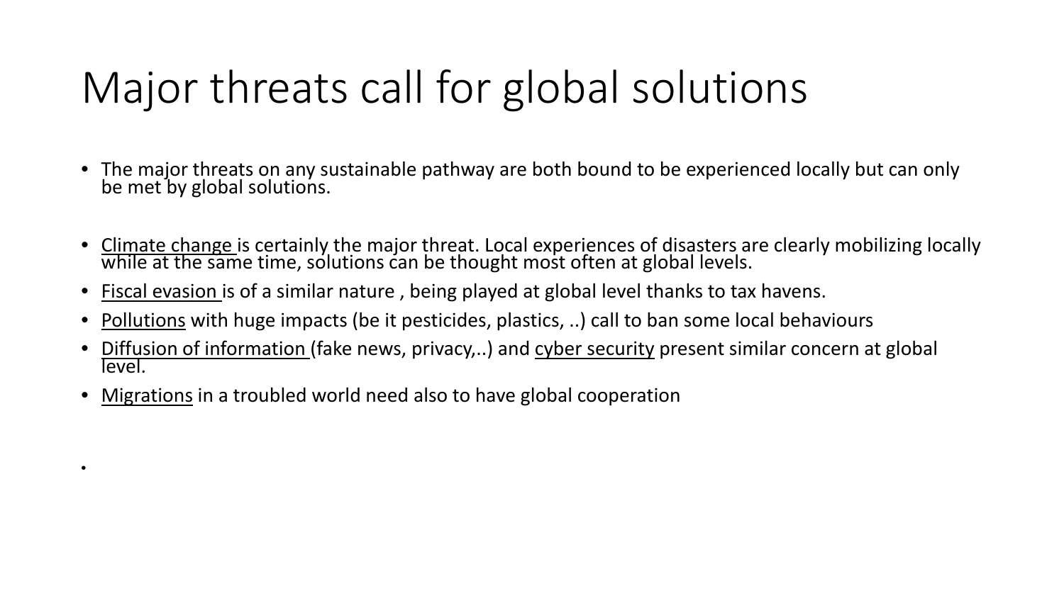# Major threats call for global solutions

- The major threats on any sustainable pathway are both bound to be experienced locally but can only be met by global solutions.

- Climate change is certainly the major threat. Local experiences of disasters are clearly mobilizing locally while at the same time, solutions can be thought most often at global levels.
- Fiscal evasion is of a similar nature , being played at global level thanks to tax havens.
- Pollutions with huge impacts (be it pesticides, plastics, ..) call to ban some local behaviours
- Diffusion of information (fake news, privacy,..) and cyber security present similar concern at global level.
- Migrations in a troubled world need also to have global cooperation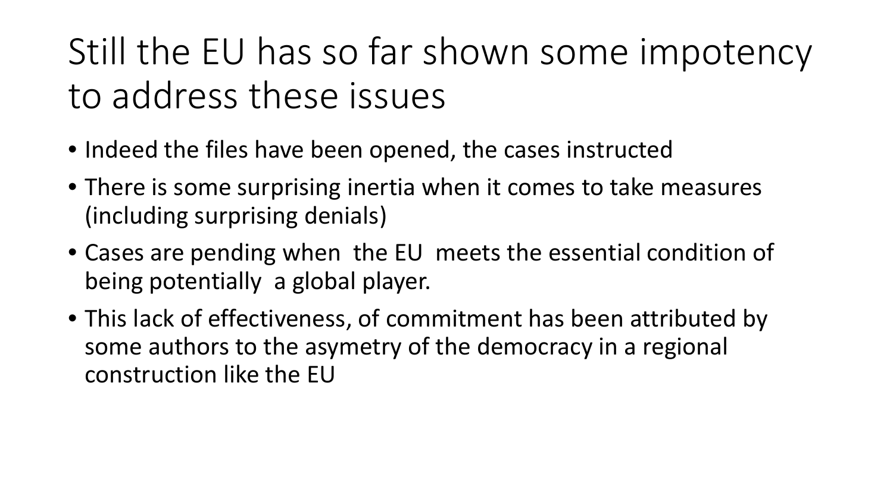# Still the EU has so far shown some impotency to address these issues

- Indeed the files have been opened, the cases instructed
- There is some surprising inertia when it comes to take measures (including surprising denials)
- Cases are pending when the EU meets the essential condition of being potentially a global player.
- This lack of effectiveness, of commitment has been attributed by some authors to the asymetry of the democracy in a regional construction like the EU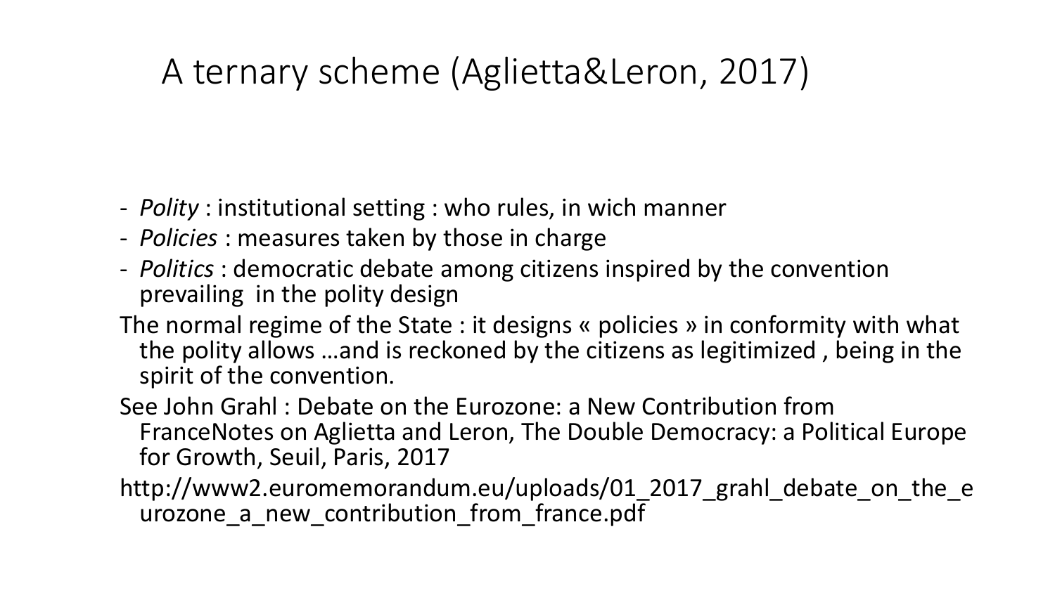# A ternary scheme (Aglietta&Leron, 2017)

- *Polity* : institutional setting : who rules, in wich manner
- *Policies* : measures taken by those in charge
- *Politics* : democratic debate among citizens inspired by the convention prevailing in the polity design

The normal regime of the State : it designs « policies » in conformity with what the polity allows …and is reckoned by the citizens as legitimized , being in the spirit of the convention.

See John Grahl : Debate on the Eurozone: a New Contribution from FranceNotes on Aglietta and Leron, The Double Democracy: a Political Europe for Growth, Seuil, Paris, 2017

http://www2.euromemorandum.eu/uploads/01_2017_grahl_debate_on_the_eurozone_a_new_contribution_from_france.pdf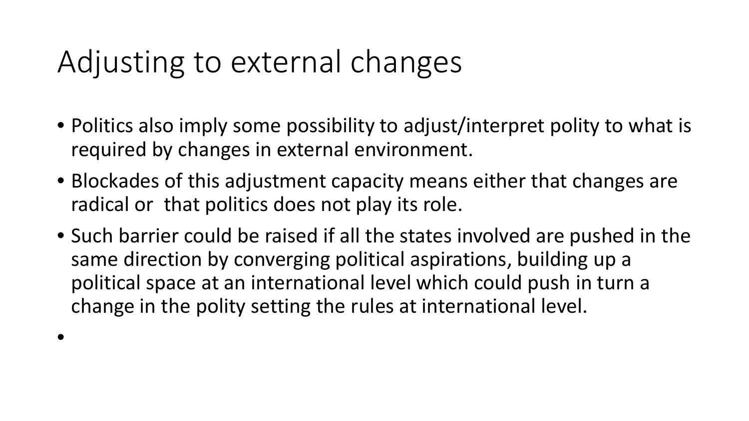# Adjusting to external changes

- Politics also imply some possibility to adjust/interpret polity to what is required by changes in external environment.
- Blockades of this adjustment capacity means either that changes are radical or that politics does not play its role.
- Such barrier could be raised if all the states involved are pushed in the same direction by converging political aspirations, building up a political space at an international level which could push in turn a change in the polity setting the rules at international level.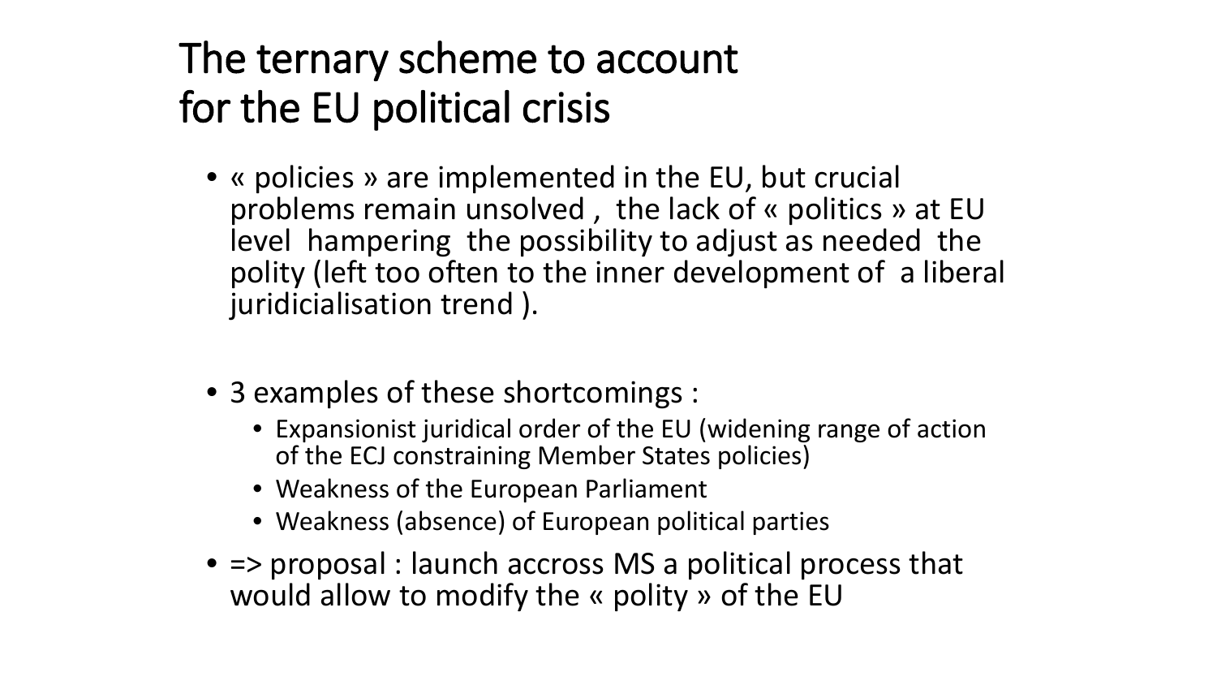# The ternary scheme to account for the EU political crisis

- « policies » are implemented in the EU, but crucial problems remain unsolved , the lack of « politics » at EU level hampering the possibility to adjust as needed the polity (left too often to the inner development of a liberal juridicialisation trend ).

- 3 examples of these shortcomings :
  - Expansionist juridical order of the EU (widening range of action of the ECJ constraining Member States policies)
  - Weakness of the European Parliament
  - Weakness (absence) of European political parties
- => proposal : launch accross MS a political process that would allow to modify the « polity » of the EU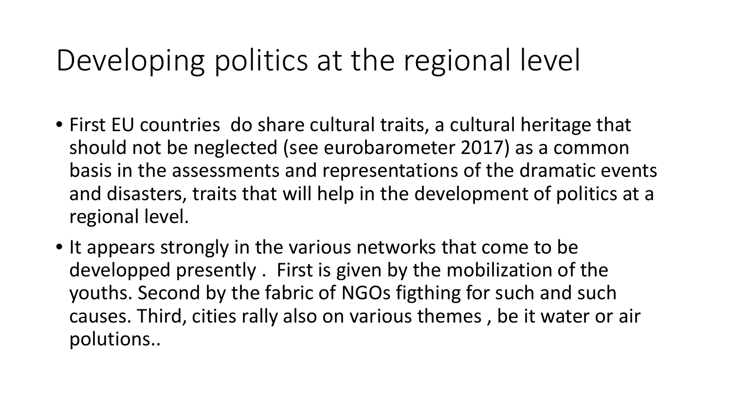# Developing politics at the regional level

- First EU countries  do share cultural traits, a cultural heritage that should not be neglected (see eurobarometer 2017) as a common basis in the assessments and representations of the dramatic events and disasters, traits that will help in the development of politics at a regional level.
- It appears strongly in the various networks that come to be developped presently .  First is given by the mobilization of the youths. Second by the fabric of NGOs figthing for such and such causes. Third, cities rally also on various themes , be it water or air polutions..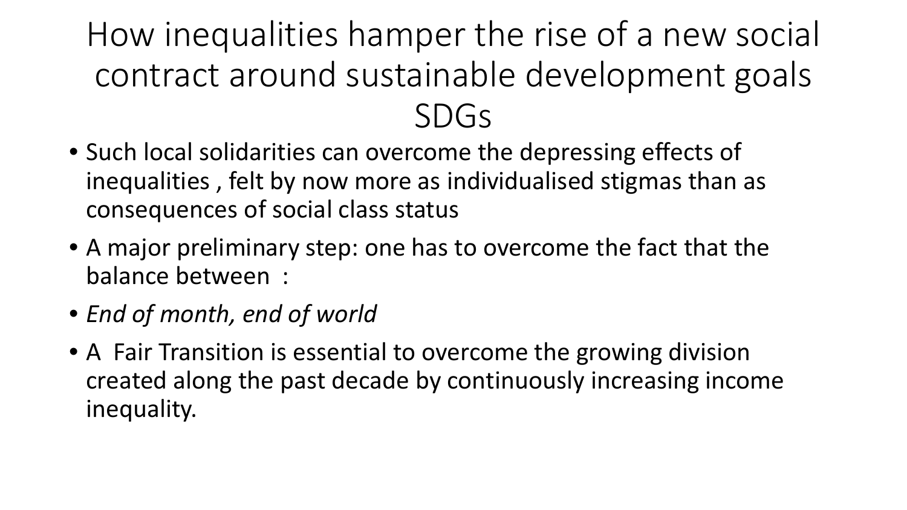# How inequalities hamper the rise of a new social contract around sustainable development goals SDGs

- Such local solidarities can overcome the depressing effects of inequalities , felt by now more as individualised stigmas than as consequences of social class status
- A major preliminary step: one has to overcome the fact that the balance between :
- *End of month, end of world*
- A Fair Transition is essential to overcome the growing division created along the past decade by continuously increasing income inequality.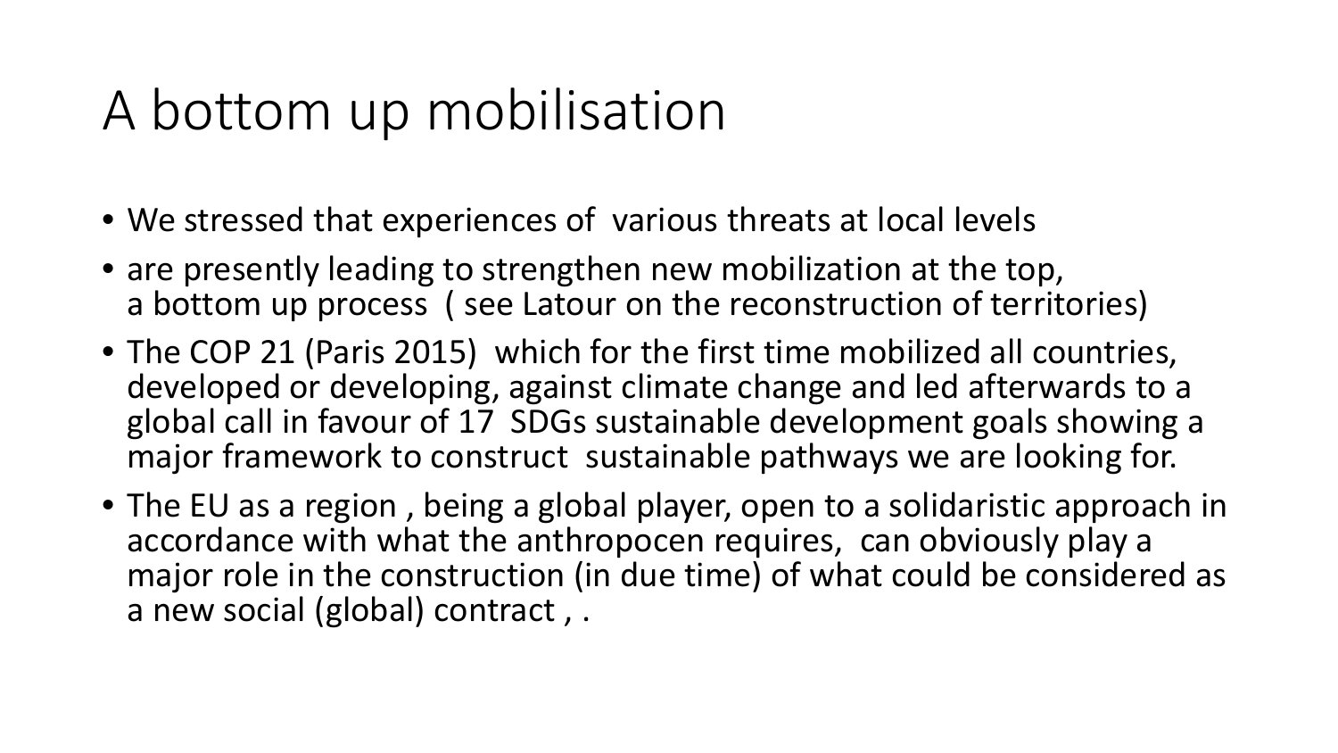# A bottom up mobilisation

- We stressed that experiences of various threats at local levels
- are presently leading to strengthen new mobilization at the top, a bottom up process ( see Latour on the reconstruction of territories)
- The COP 21 (Paris 2015) which for the first time mobilized all countries, developed or developing, against climate change and led afterwards to a global call in favour of 17 SDGs sustainable development goals showing a major framework to construct sustainable pathways we are looking for.
- The EU as a region , being a global player, open to a solidaristic approach in accordance with what the anthropocen requires, can obviously play a major role in the construction (in due time) of what could be considered as a new social (global) contract , .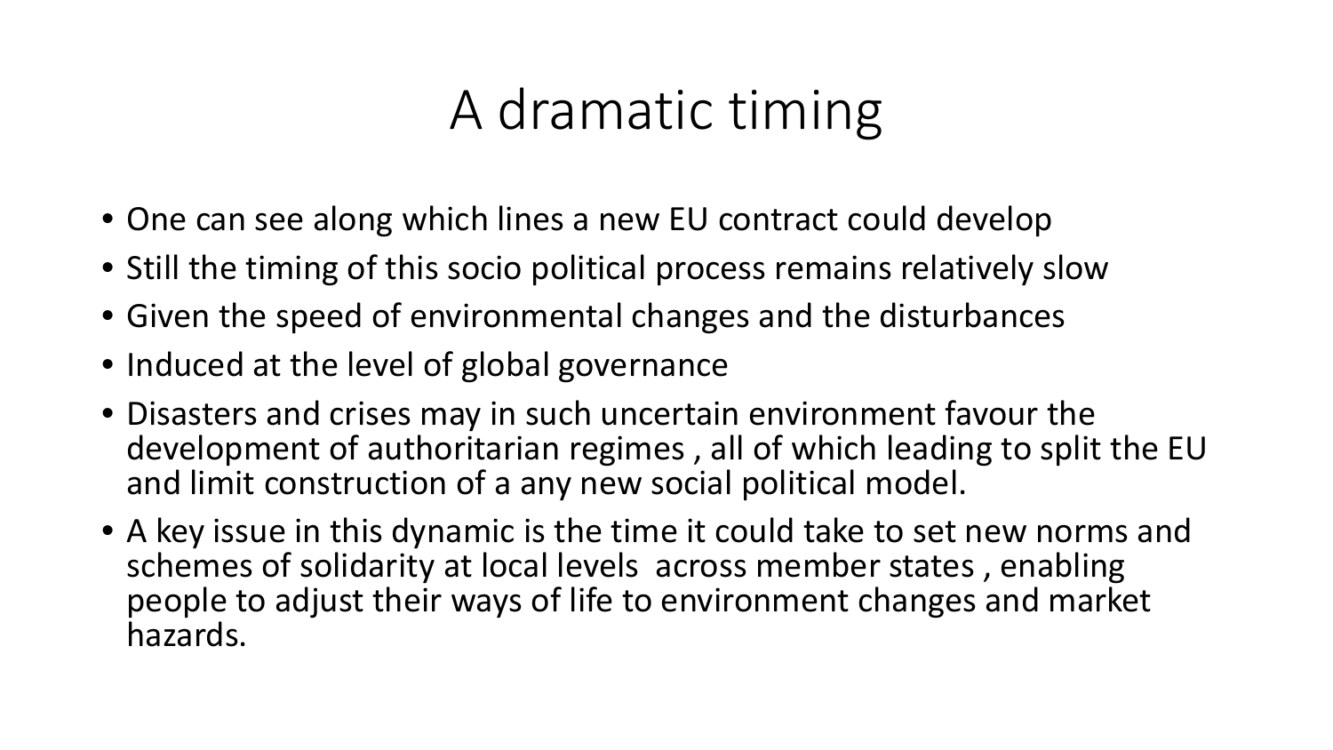# A dramatic timing

- One can see along which lines a new EU contract could develop
- Still the timing of this socio political process remains relatively slow
- Given the speed of environmental changes and the disturbances
- Induced at the level of global governance
- Disasters and crises may in such uncertain environment favour the development of authoritarian regimes , all of which leading to split the EU and limit construction of a any new social political model.
- A key issue in this dynamic is the time it could take to set new norms and schemes of solidarity at local levels across member states , enabling people to adjust their ways of life to environment changes and market hazards.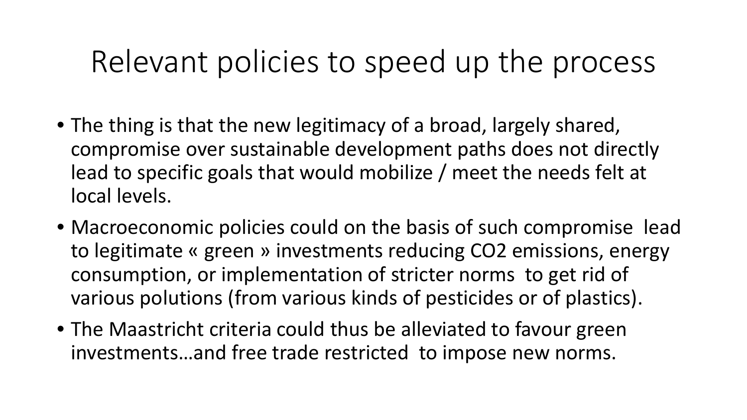# Relevant policies to speed up the process

- The thing is that the new legitimacy of a broad, largely shared, compromise over sustainable development paths does not directly lead to specific goals that would mobilize / meet the needs felt at local levels.
- Macroeconomic policies could on the basis of such compromise lead to legitimate « green » investments reducing $CO_2$ emissions, energy consumption, or implementation of stricter norms to get rid of various polutions (from various kinds of pesticides or of plastics).
- The Maastricht criteria could thus be alleviated to favour green investments…and free trade restricted to impose new norms.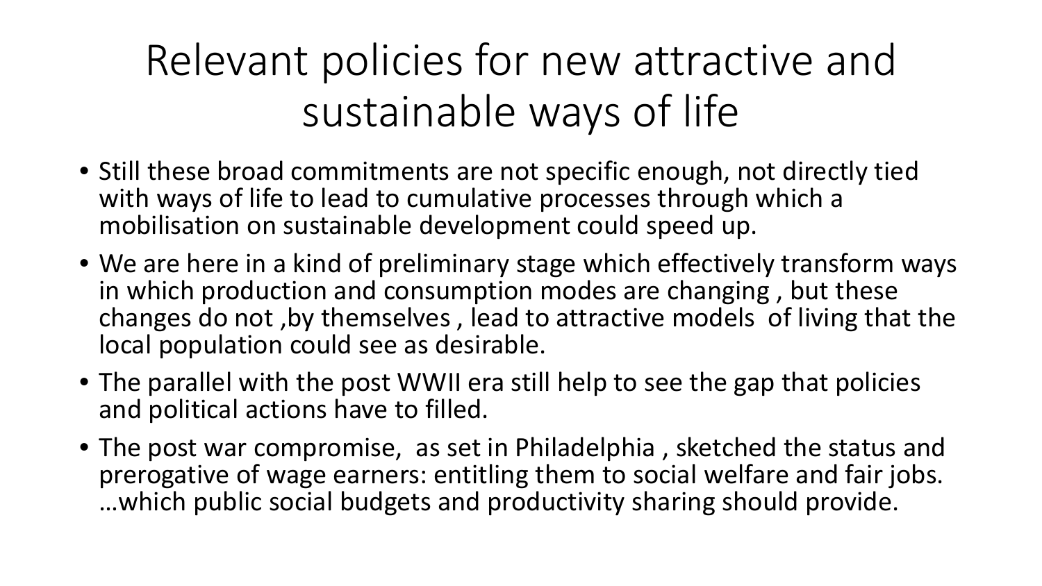# Relevant policies for new attractive and sustainable ways of life

- Still these broad commitments are not specific enough, not directly tied with ways of life to lead to cumulative processes through which a mobilisation on sustainable development could speed up.
- We are here in a kind of preliminary stage which effectively transform ways in which production and consumption modes are changing , but these changes do not ,by themselves , lead to attractive models of living that the local population could see as desirable.
- The parallel with the post WWII era still help to see the gap that policies and political actions have to filled.
- The post war compromise, as set in Philadelphia , sketched the status and prerogative of wage earners: entitling them to social welfare and fair jobs. …which public social budgets and productivity sharing should provide.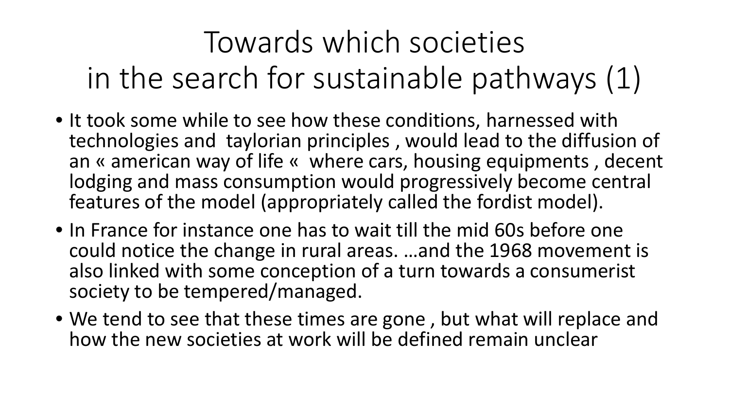# Towards which societies in the search for sustainable pathways (1)

- It took some while to see how these conditions, harnessed with technologies and taylorian principles , would lead to the diffusion of an « american way of life « where cars, housing equipments , decent lodging and mass consumption would progressively become central features of the model (appropriately called the fordist model).
- In France for instance one has to wait till the mid 60s before one could notice the change in rural areas. …and the 1968 movement is also linked with some conception of a turn towards a consumerist society to be tempered/managed.
- We tend to see that these times are gone , but what will replace and how the new societies at work will be defined remain unclear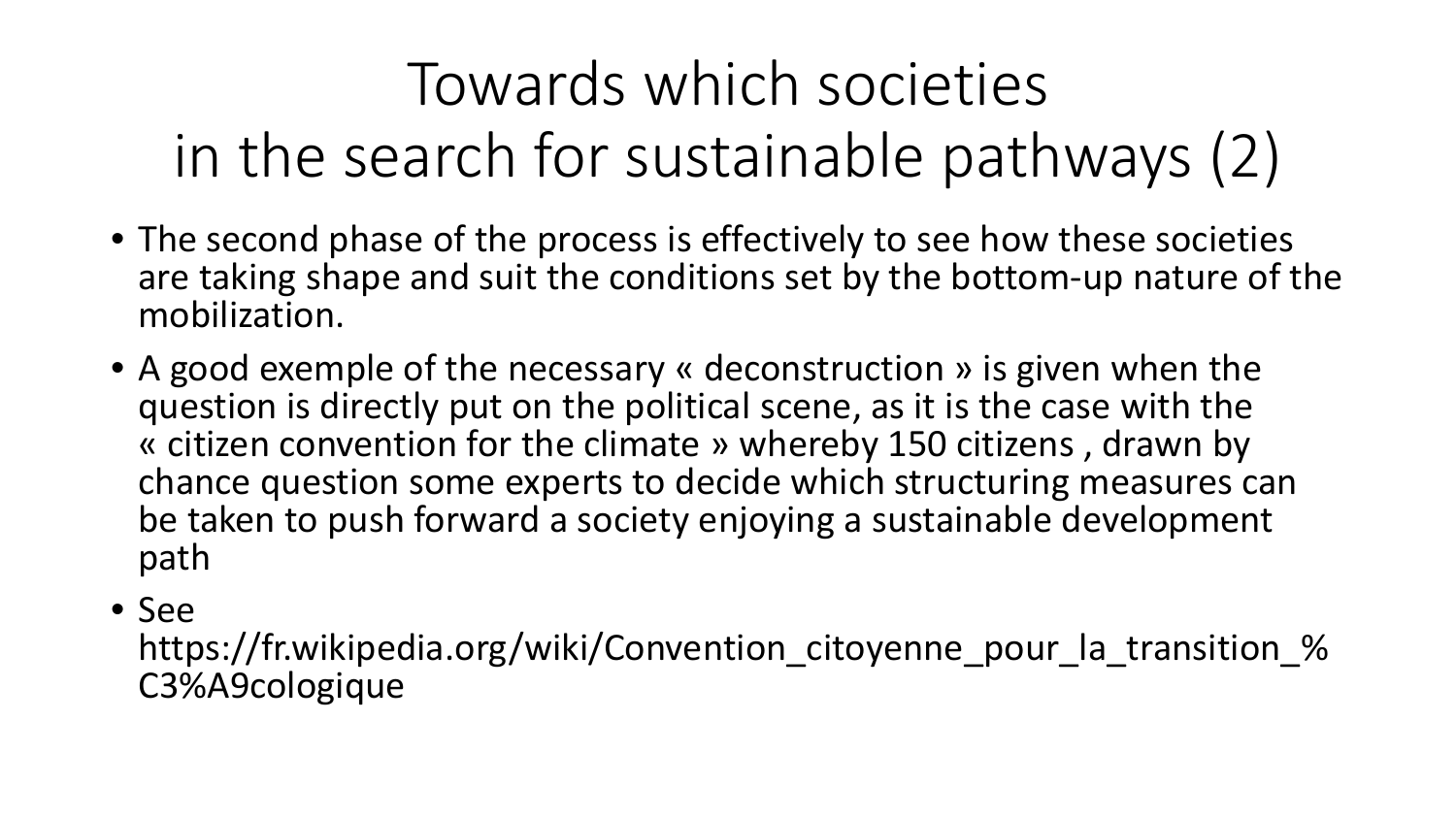# Towards which societies in the search for sustainable pathways (2)

- The second phase of the process is effectively to see how these societies are taking shape and suit the conditions set by the bottom-up nature of the mobilization.
- A good exemple of the necessary « deconstruction » is given when the question is directly put on the political scene, as it is the case with the « citizen convention for the climate » whereby 150 citizens , drawn by chance question some experts to decide which structuring measures can be taken to push forward a society enjoying a sustainable development path
- See https://fr.wikipedia.org/wiki/Convention_citoyenne_pour_la_transition_%C3%A9cologique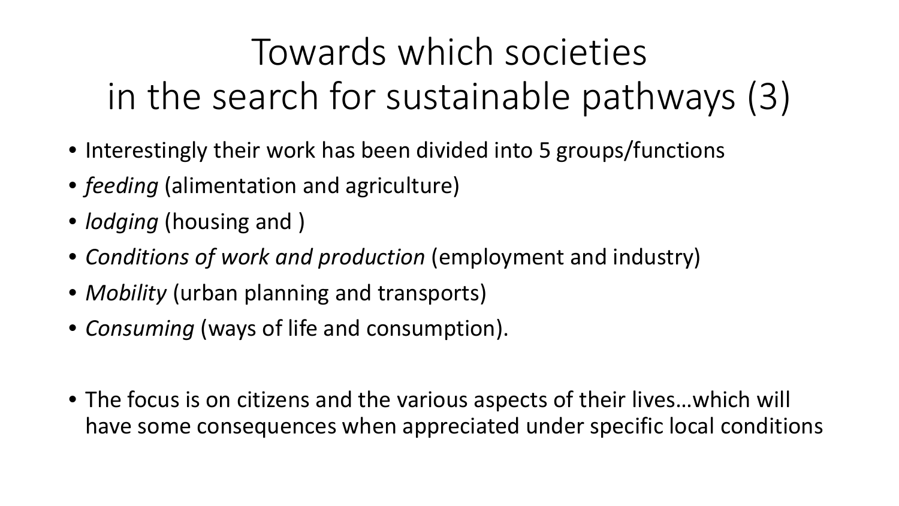# Towards which societies in the search for sustainable pathways (3)

- Interestingly their work has been divided into 5 groups/functions
- *feeding* (alimentation and agriculture)
- *lodging* (housing and )
- *Conditions of work and production* (employment and industry)
- *Mobility* (urban planning and transports)
- *Consuming* (ways of life and consumption).

- The focus is on citizens and the various aspects of their lives…which will have some consequences when appreciated under specific local conditions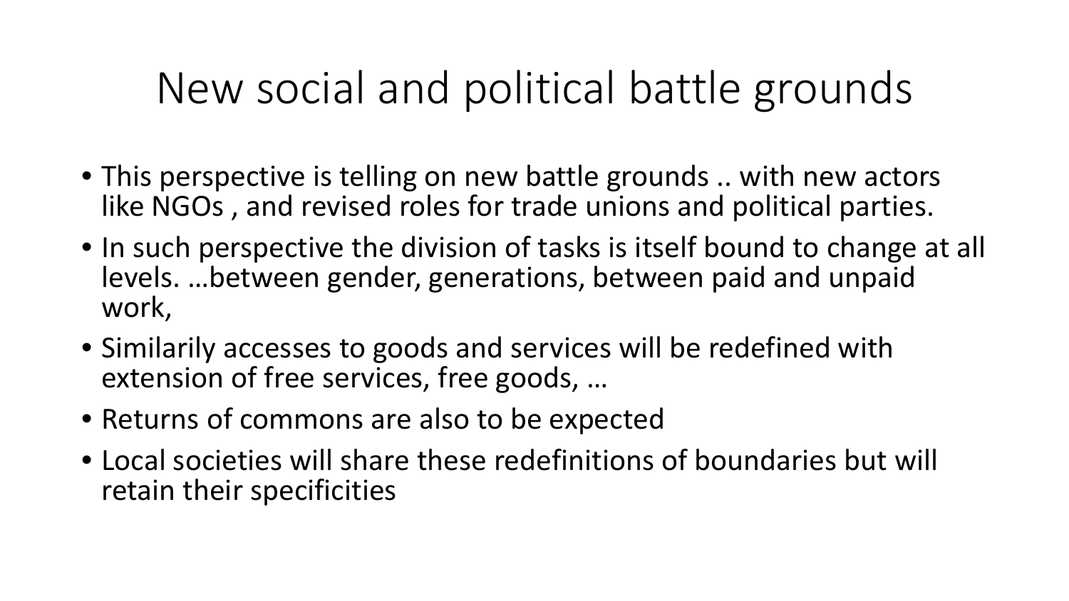# New social and political battle grounds

- This perspective is telling on new battle grounds .. with new actors like NGOs , and revised roles for trade unions and political parties.
- In such perspective the division of tasks is itself bound to change at all levels. …between gender, generations, between paid and unpaid work,
- Similarily accesses to goods and services will be redefined with extension of free services, free goods, …
- Returns of commons are also to be expected
- Local societies will share these redefinitions of boundaries but will retain their specificities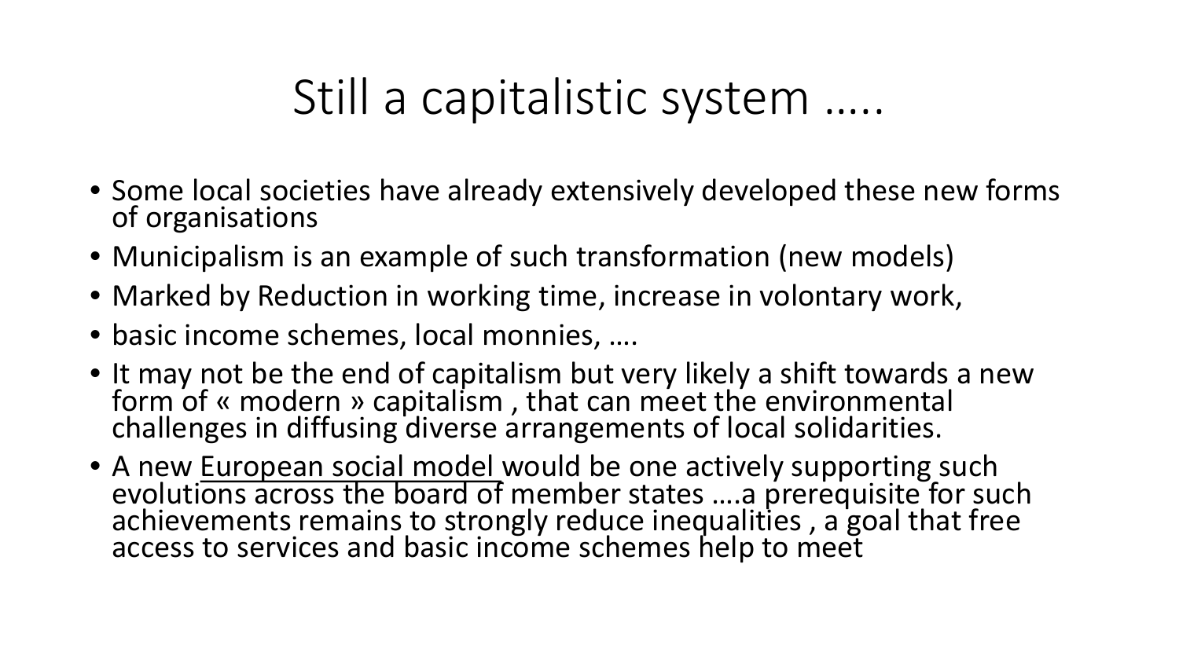# Still a capitalistic system …..

- Some local societies have already extensively developed these new forms of organisations
- Municipalism is an example of such transformation (new models)
- Marked by Reduction in working time, increase in volontary work,
- basic income schemes, local monnies, ….
- It may not be the end of capitalism but very likely a shift towards a new form of « modern » capitalism , that can meet the environmental challenges in diffusing diverse arrangements of local solidarities.
- A new <u>European social model</u> would be one actively supporting such evolutions across the board of member states ….a prerequisite for such achievements remains to strongly reduce inequalities , a goal that free access to services and basic income schemes help to meet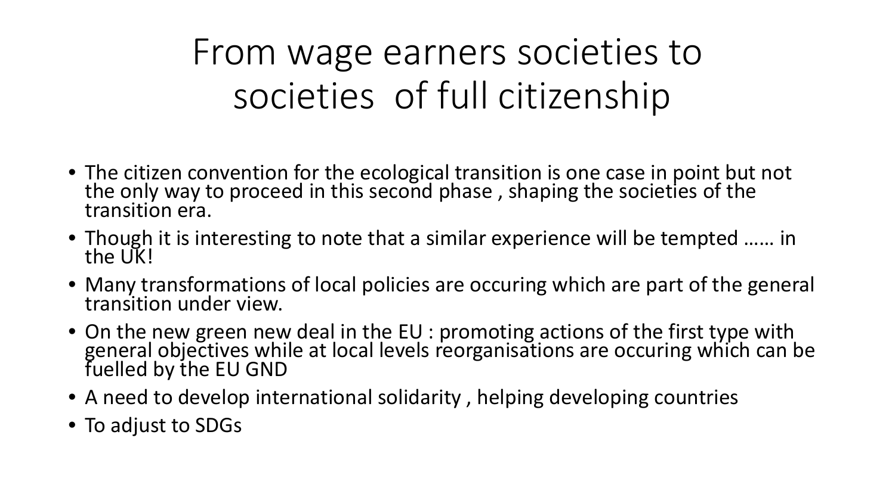# From wage earners societies to societies of full citizenship

- The citizen convention for the ecological transition is one case in point but not the only way to proceed in this second phase , shaping the societies of the transition era.
- Though it is interesting to note that a similar experience will be tempted …… in the UK!
- Many transformations of local policies are occuring which are part of the general transition under view.
- On the new green new deal in the EU : promoting actions of the first type with general objectives while at local levels reorganisations are occuring which can be fuelled by the EU GND
- A need to develop international solidarity , helping developing countries
- To adjust to SDGs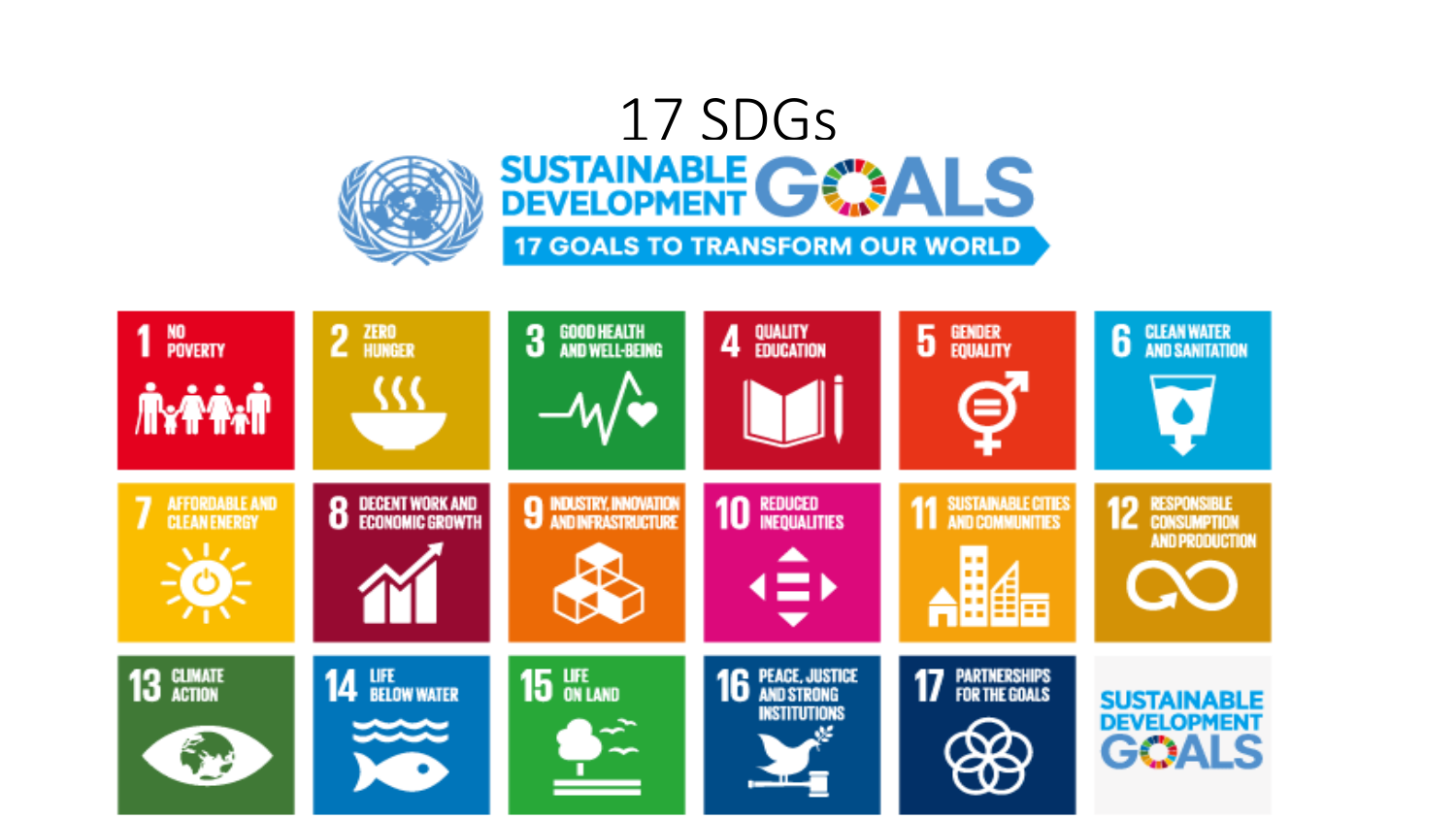# 17 SDGs

SUSTAINABLE DEVELOPMENT GOALS

17 GOALS TO TRANSFORM OUR WORLD

1 NO POVERTY

2 ZERO HUNGER

3 GOOD HEALTH AND WELL-BEING

4 QUALITY EDUCATION

5 GENDER EQUALITY

6 CLEAN WATER AND SANITATION

7 AFFORDABLE AND CLEAN ENERGY

8 DECENT WORK AND ECONOMIC GROWTH

9 INDUSTRY, INNOVATION AND INFRASTRUCTURE

10 REDUCED INEQUALITIES

11 SUSTAINABLE CITIES AND COMMUNITIES

12 RESPONSIBLE CONSUMPTION AND PRODUCTION

13 CLIMATE ACTION

14 LIFE BELOW WATER

15 LIFE ON LAND

16 PEACE, JUSTICE AND STRONG INSTITUTIONS

17 PARTNERSHIPS FOR THE GOALS

SUSTAINABLE DEVELOPMENT GOALS